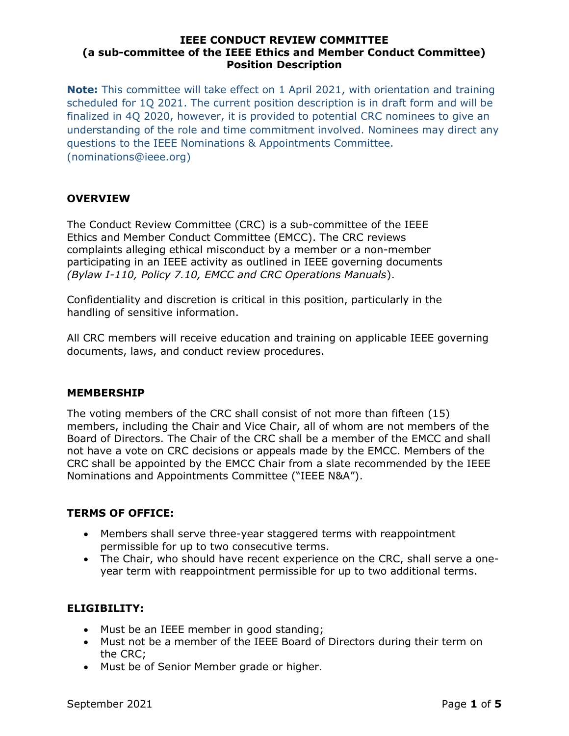# IEEE CONDUCT REVIEW COMMITTEE
## (a sub-committee of the IEEE Ethics and Member Conduct Committee)
## Position Description

**Note:** This committee will take effect on 1 April 2021, with orientation and training scheduled for 1Q 2021. The current position description is in draft form and will be finalized in 4Q 2020, however, it is provided to potential CRC nominees to give an understanding of the role and time commitment involved. Nominees may direct any questions to the IEEE Nominations & Appointments Committee. (nominations@ieee.org)

### OVERVIEW

The Conduct Review Committee (CRC) is a sub-committee of the IEEE Ethics and Member Conduct Committee (EMCC). The CRC reviews complaints alleging ethical misconduct by a member or a non-member participating in an IEEE activity as outlined in IEEE governing documents *(Bylaw I-110, Policy 7.10, EMCC and CRC Operations Manuals*).

Confidentiality and discretion is critical in this position, particularly in the handling of sensitive information.

All CRC members will receive education and training on applicable IEEE governing documents, laws, and conduct review procedures.

### MEMBERSHIP

The voting members of the CRC shall consist of not more than fifteen (15) members, including the Chair and Vice Chair, all of whom are not members of the Board of Directors. The Chair of the CRC shall be a member of the EMCC and shall not have a vote on CRC decisions or appeals made by the EMCC. Members of the CRC shall be appointed by the EMCC Chair from a slate recommended by the IEEE Nominations and Appointments Committee ("IEEE N&A").

### TERMS OF OFFICE:

- Members shall serve three-year staggered terms with reappointment permissible for up to two consecutive terms.
- The Chair, who should have recent experience on the CRC, shall serve a one-year term with reappointment permissible for up to two additional terms.

### ELIGIBILITY:

- Must be an IEEE member in good standing;
- Must not be a member of the IEEE Board of Directors during their term on the CRC;
- Must be of Senior Member grade or higher.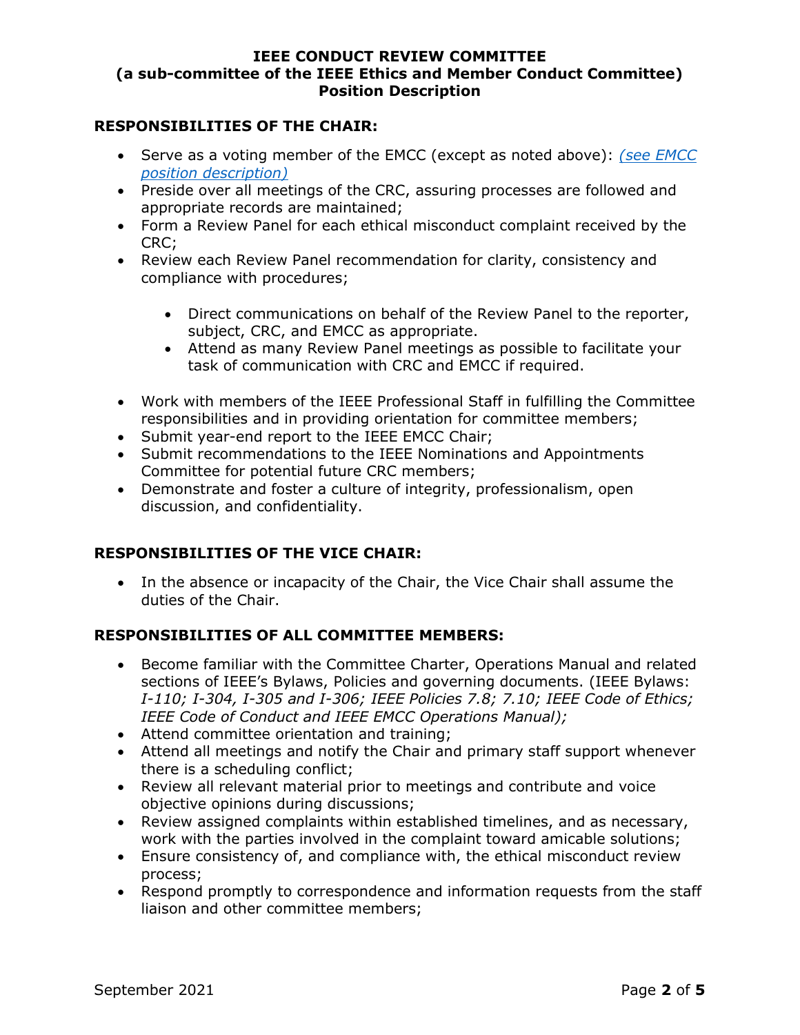**IEEE CONDUCT REVIEW COMMITTEE**
**(a sub-committee of the IEEE Ethics and Member Conduct Committee)**
**Position Description**

## RESPONSIBILITIES OF THE CHAIR:

- Serve as a voting member of the EMCC (except as noted above): *(see EMCC position description)*
- Preside over all meetings of the CRC, assuring processes are followed and appropriate records are maintained;
- Form a Review Panel for each ethical misconduct complaint received by the CRC;
- Review each Review Panel recommendation for clarity, consistency and compliance with procedures;
  - Direct communications on behalf of the Review Panel to the reporter, subject, CRC, and EMCC as appropriate.
  - Attend as many Review Panel meetings as possible to facilitate your task of communication with CRC and EMCC if required.
- Work with members of the IEEE Professional Staff in fulfilling the Committee responsibilities and in providing orientation for committee members;
- Submit year-end report to the IEEE EMCC Chair;
- Submit recommendations to the IEEE Nominations and Appointments Committee for potential future CRC members;
- Demonstrate and foster a culture of integrity, professionalism, open discussion, and confidentiality.

## RESPONSIBILITIES OF THE VICE CHAIR:

- In the absence or incapacity of the Chair, the Vice Chair shall assume the duties of the Chair.

## RESPONSIBILITIES OF ALL COMMITTEE MEMBERS:

- Become familiar with the Committee Charter, Operations Manual and related sections of IEEE's Bylaws, Policies and governing documents. (IEEE Bylaws: *I-110; I-304, I-305 and I-306; IEEE Policies 7.8; 7.10; IEEE Code of Ethics; IEEE Code of Conduct and IEEE EMCC Operations Manual);*
- Attend committee orientation and training;
- Attend all meetings and notify the Chair and primary staff support whenever there is a scheduling conflict;
- Review all relevant material prior to meetings and contribute and voice objective opinions during discussions;
- Review assigned complaints within established timelines, and as necessary, work with the parties involved in the complaint toward amicable solutions;
- Ensure consistency of, and compliance with, the ethical misconduct review process;
- Respond promptly to correspondence and information requests from the staff liaison and other committee members;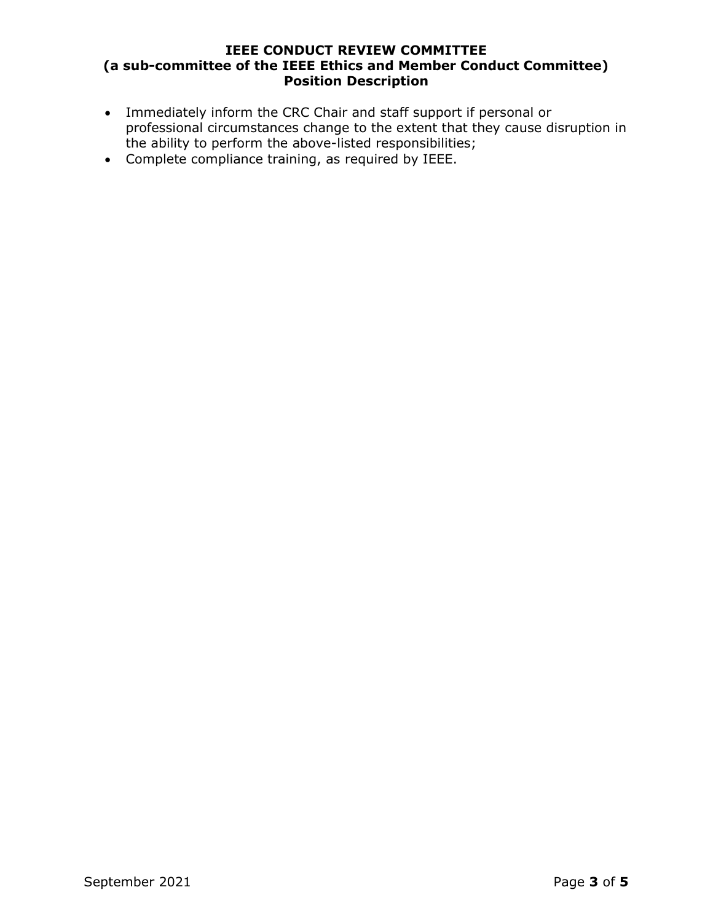- Immediately inform the CRC Chair and staff support if personal or professional circumstances change to the extent that they cause disruption in the ability to perform the above-listed responsibilities;
- Complete compliance training, as required by IEEE.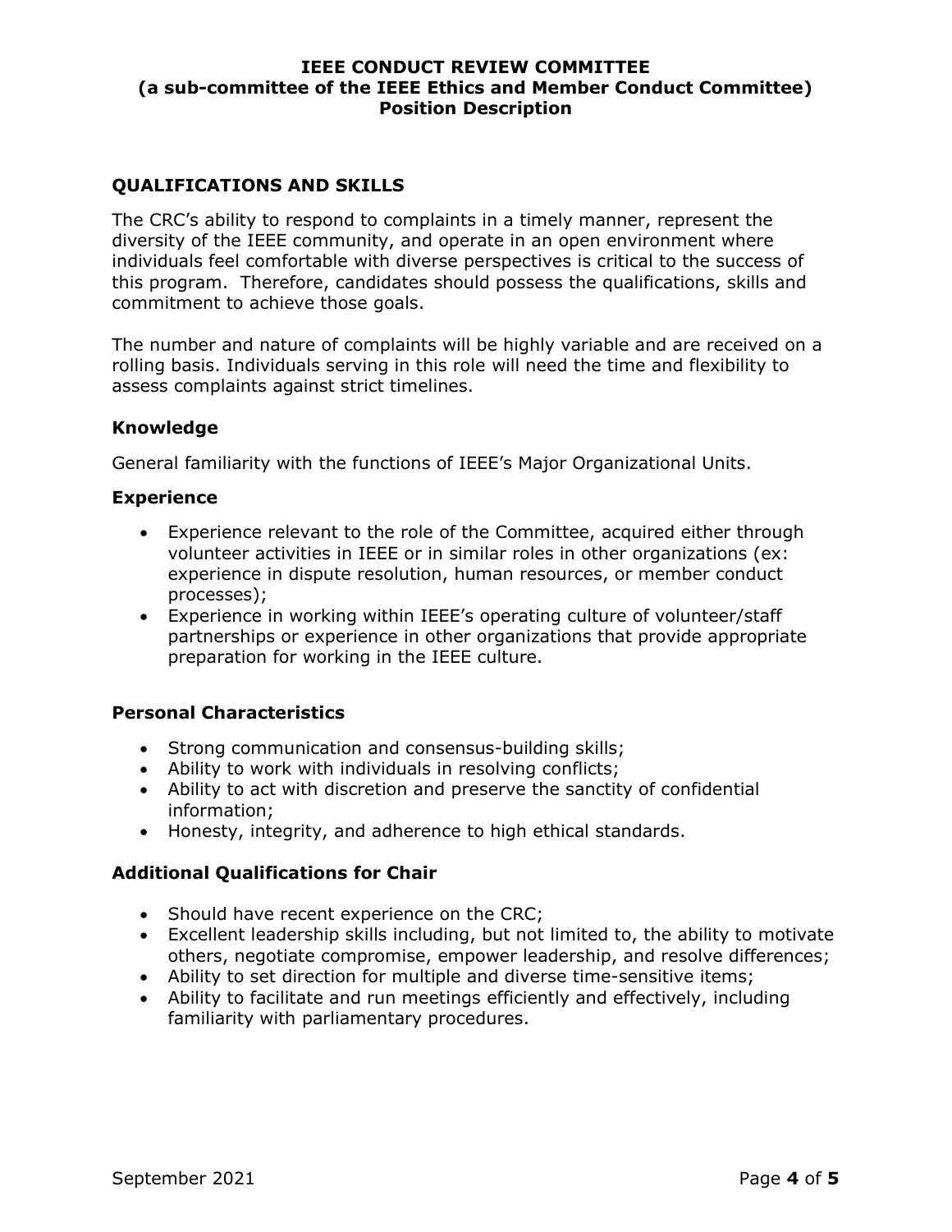## QUALIFICATIONS AND SKILLS

The CRC's ability to respond to complaints in a timely manner, represent the diversity of the IEEE community, and operate in an open environment where individuals feel comfortable with diverse perspectives is critical to the success of this program. Therefore, candidates should possess the qualifications, skills and commitment to achieve those goals.

The number and nature of complaints will be highly variable and are received on a rolling basis. Individuals serving in this role will need the time and flexibility to assess complaints against strict timelines.

### Knowledge

General familiarity with the functions of IEEE's Major Organizational Units.

### Experience

- Experience relevant to the role of the Committee, acquired either through volunteer activities in IEEE or in similar roles in other organizations (ex: experience in dispute resolution, human resources, or member conduct processes);
- Experience in working within IEEE's operating culture of volunteer/staff partnerships or experience in other organizations that provide appropriate preparation for working in the IEEE culture.

### Personal Characteristics

- Strong communication and consensus-building skills;
- Ability to work with individuals in resolving conflicts;
- Ability to act with discretion and preserve the sanctity of confidential information;
- Honesty, integrity, and adherence to high ethical standards.

### Additional Qualifications for Chair

- Should have recent experience on the CRC;
- Excellent leadership skills including, but not limited to, the ability to motivate others, negotiate compromise, empower leadership, and resolve differences;
- Ability to set direction for multiple and diverse time-sensitive items;
- Ability to facilitate and run meetings efficiently and effectively, including familiarity with parliamentary procedures.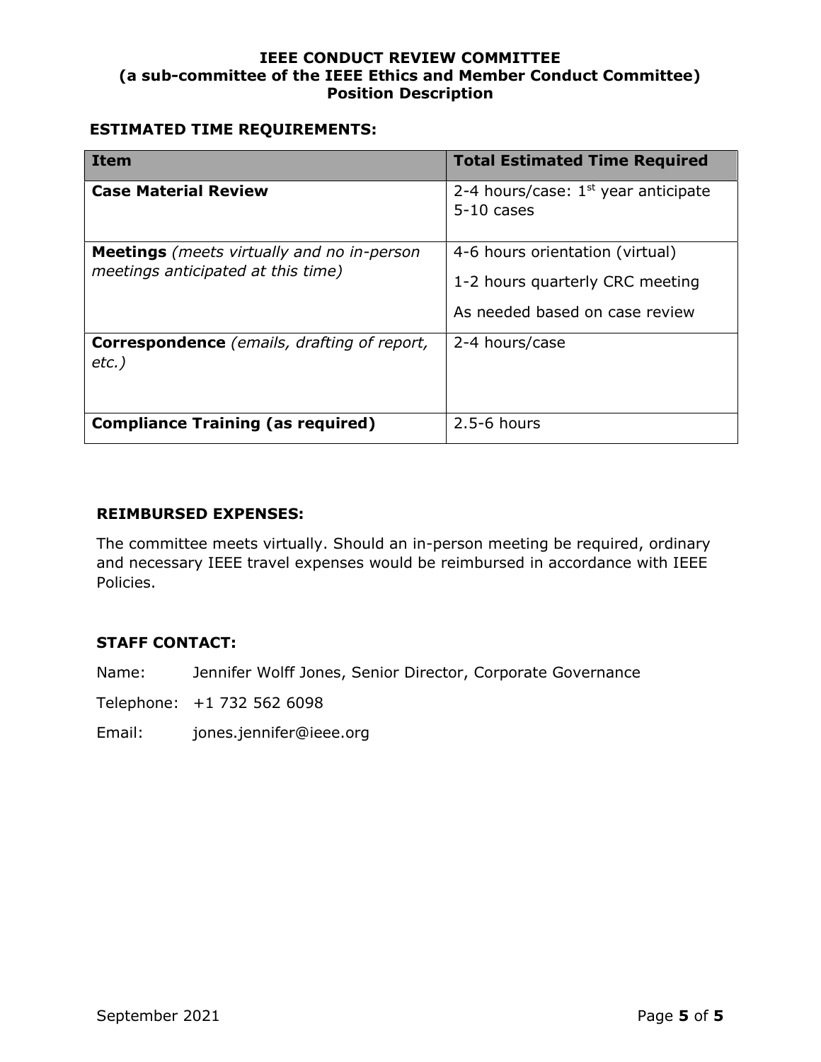# IEEE CONDUCT REVIEW COMMITTEE
## (a sub-committee of the IEEE Ethics and Member Conduct Committee)
## Position Description

**ESTIMATED TIME REQUIREMENTS:**

| Item | Total Estimated Time Required |
|---|---|
| **Case Material Review** | 2-4 hours/case: 1st year anticipate 5-10 cases |
| **Meetings** *(meets virtually and no in-person meetings anticipated at this time)* | 4-6 hours orientation (virtual)<br>1-2 hours quarterly CRC meeting<br>As needed based on case review |
| **Correspondence** *(emails, drafting of report, etc.)* | 2-4 hours/case |
| **Compliance Training (as required)** | 2.5-6 hours |

**REIMBURSED EXPENSES:**

The committee meets virtually. Should an in-person meeting be required, ordinary and necessary IEEE travel expenses would be reimbursed in accordance with IEEE Policies.

**STAFF CONTACT:**

Name: Jennifer Wolff Jones, Senior Director, Corporate Governance

Telephone: +1 732 562 6098

Email: jones.jennifer@ieee.org

September 2021